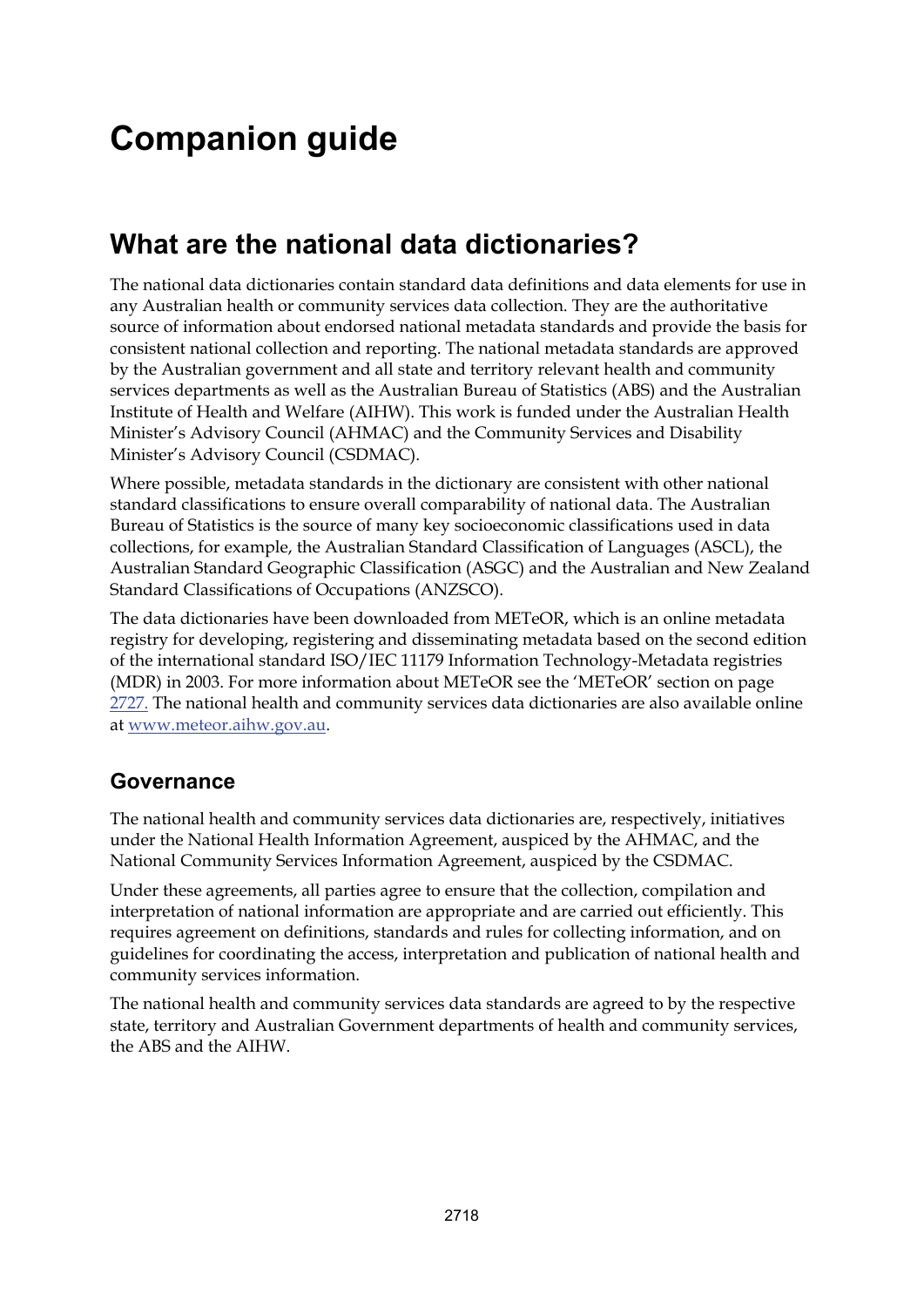# Companion guide

## What are the national data dictionaries?

The national data dictionaries contain standard data definitions and data elements for use in any Australian health or community services data collection. They are the authoritative source of information about endorsed national metadata standards and provide the basis for consistent national collection and reporting. The national metadata standards are approved by the Australian government and all state and territory relevant health and community services departments as well as the Australian Bureau of Statistics (ABS) and the Australian Institute of Health and Welfare (AIHW). This work is funded under the Australian Health Minister's Advisory Council (AHMAC) and the Community Services and Disability Minister's Advisory Council (CSDMAC).

Where possible, metadata standards in the dictionary are consistent with other national standard classifications to ensure overall comparability of national data. The Australian Bureau of Statistics is the source of many key socioeconomic classifications used in data collections, for example, the Australian Standard Classification of Languages (ASCL), the Australian Standard Geographic Classification (ASGC) and the Australian and New Zealand Standard Classifications of Occupations (ANZSCO).

The data dictionaries have been downloaded from METeOR, which is an online metadata registry for developing, registering and disseminating metadata based on the second edition of the international standard ISO/IEC 11179 Information Technology-Metadata registries (MDR) in 2003. For more information about METeOR see the 'METeOR' section on page 2727. The national health and community services data dictionaries are also available online at www.meteor.aihw.gov.au.

### Governance

The national health and community services data dictionaries are, respectively, initiatives under the National Health Information Agreement, auspiced by the AHMAC, and the National Community Services Information Agreement, auspiced by the CSDMAC.

Under these agreements, all parties agree to ensure that the collection, compilation and interpretation of national information are appropriate and are carried out efficiently. This requires agreement on definitions, standards and rules for collecting information, and on guidelines for coordinating the access, interpretation and publication of national health and community services information.

The national health and community services data standards are agreed to by the respective state, territory and Australian Government departments of health and community services, the ABS and the AIHW.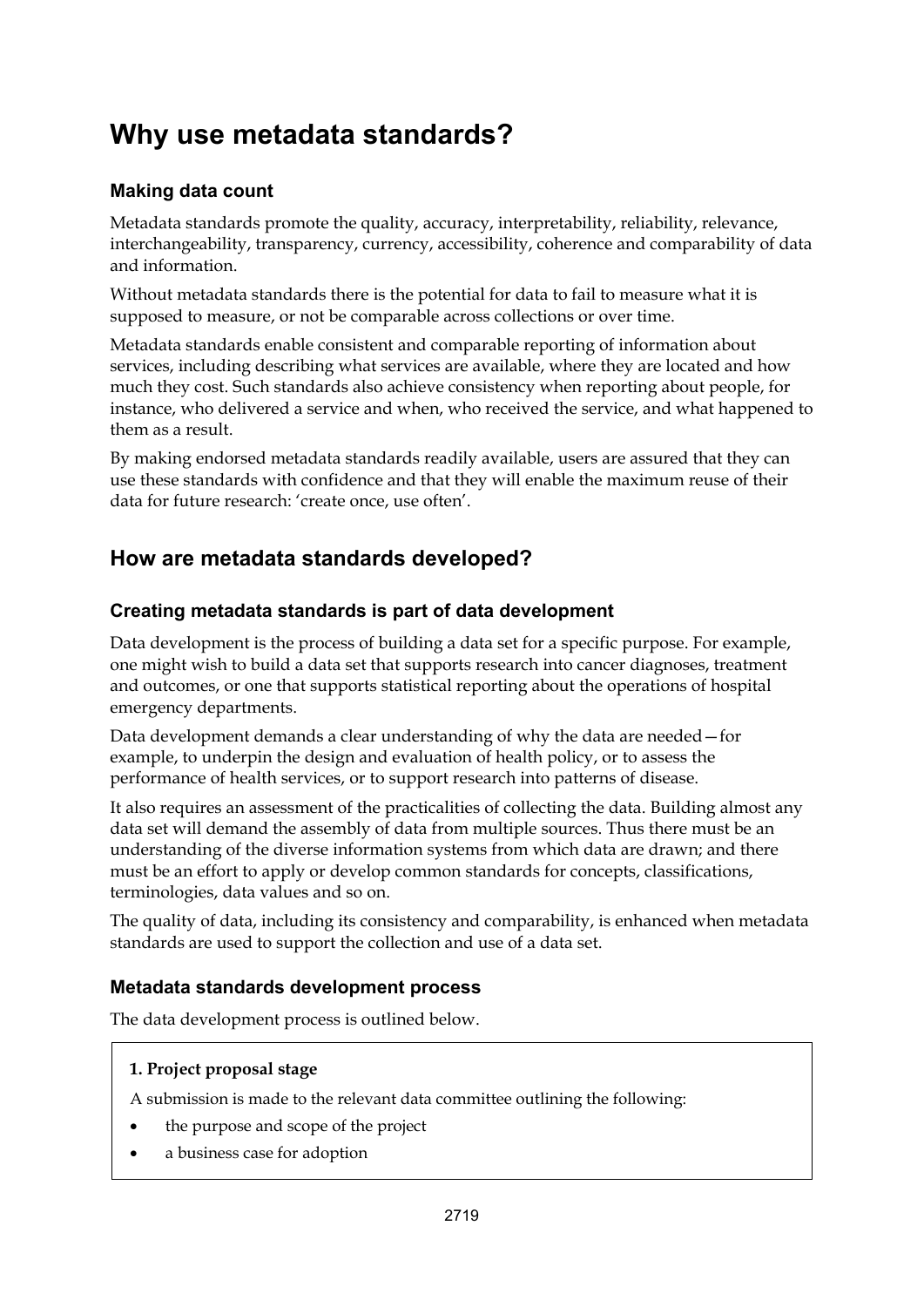# Why use metadata standards?

### Making data count

Metadata standards promote the quality, accuracy, interpretability, reliability, relevance, interchangeability, transparency, currency, accessibility, coherence and comparability of data and information.

Without metadata standards there is the potential for data to fail to measure what it is supposed to measure, or not be comparable across collections or over time.

Metadata standards enable consistent and comparable reporting of information about services, including describing what services are available, where they are located and how much they cost. Such standards also achieve consistency when reporting about people, for instance, who delivered a service and when, who received the service, and what happened to them as a result.

By making endorsed metadata standards readily available, users are assured that they can use these standards with confidence and that they will enable the maximum reuse of their data for future research: 'create once, use often'.

## How are metadata standards developed?

### Creating metadata standards is part of data development

Data development is the process of building a data set for a specific purpose. For example, one might wish to build a data set that supports research into cancer diagnoses, treatment and outcomes, or one that supports statistical reporting about the operations of hospital emergency departments.

Data development demands a clear understanding of why the data are needed—for example, to underpin the design and evaluation of health policy, or to assess the performance of health services, or to support research into patterns of disease.

It also requires an assessment of the practicalities of collecting the data. Building almost any data set will demand the assembly of data from multiple sources. Thus there must be an understanding of the diverse information systems from which data are drawn; and there must be an effort to apply or develop common standards for concepts, classifications, terminologies, data values and so on.

The quality of data, including its consistency and comparability, is enhanced when metadata standards are used to support the collection and use of a data set.

### Metadata standards development process

The data development process is outlined below.

**1. Project proposal stage**

A submission is made to the relevant data committee outlining the following:

- the purpose and scope of the project
- a business case for adoption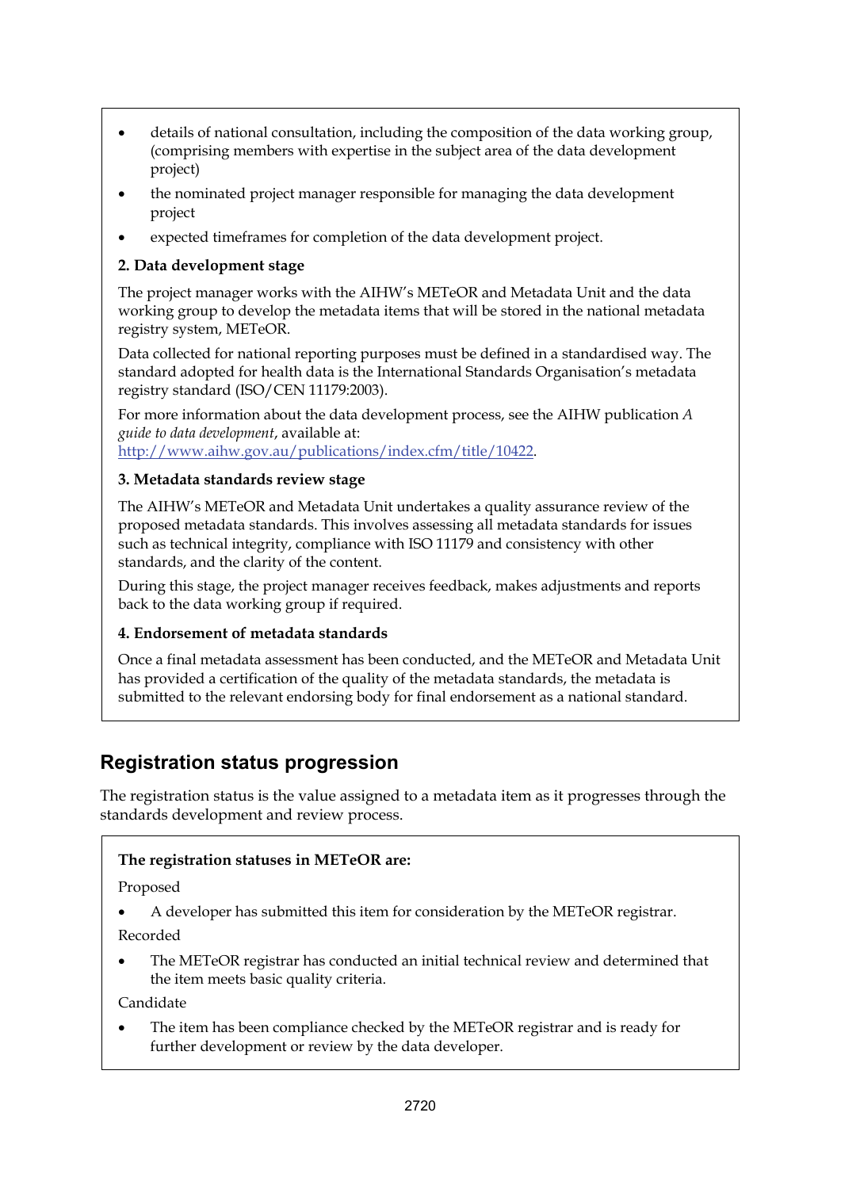- details of national consultation, including the composition of the data working group, (comprising members with expertise in the subject area of the data development project)
- the nominated project manager responsible for managing the data development project
- expected timeframes for completion of the data development project.

**2. Data development stage**

The project manager works with the AIHW's METeOR and Metadata Unit and the data working group to develop the metadata items that will be stored in the national metadata registry system, METeOR.

Data collected for national reporting purposes must be defined in a standardised way. The standard adopted for health data is the International Standards Organisation's metadata registry standard (ISO/CEN 11179:2003).

For more information about the data development process, see the AIHW publication *A guide to data development*, available at: http://www.aihw.gov.au/publications/index.cfm/title/10422.

**3. Metadata standards review stage**

The AIHW's METeOR and Metadata Unit undertakes a quality assurance review of the proposed metadata standards. This involves assessing all metadata standards for issues such as technical integrity, compliance with ISO 11179 and consistency with other standards, and the clarity of the content.

During this stage, the project manager receives feedback, makes adjustments and reports back to the data working group if required.

**4. Endorsement of metadata standards**

Once a final metadata assessment has been conducted, and the METeOR and Metadata Unit has provided a certification of the quality of the metadata standards, the metadata is submitted to the relevant endorsing body for final endorsement as a national standard.

## Registration status progression

The registration status is the value assigned to a metadata item as it progresses through the standards development and review process.

**The registration statuses in METeOR are:**

Proposed

- A developer has submitted this item for consideration by the METeOR registrar.

Recorded

- The METeOR registrar has conducted an initial technical review and determined that the item meets basic quality criteria.

Candidate

- The item has been compliance checked by the METeOR registrar and is ready for further development or review by the data developer.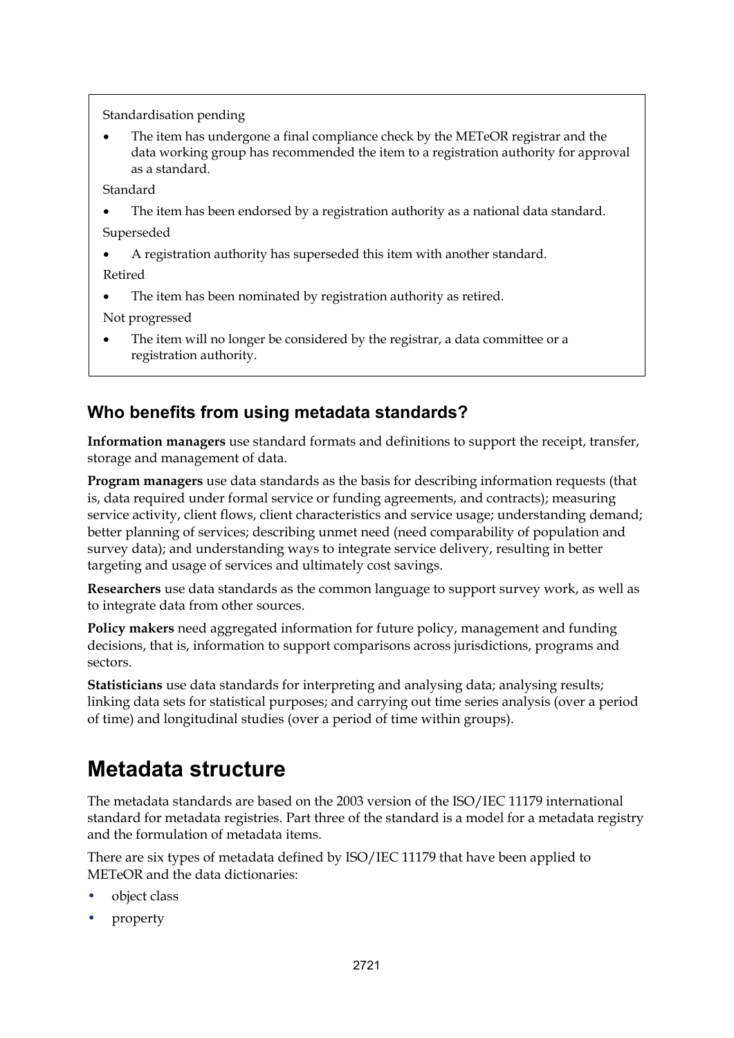Standardisation pending

- The item has undergone a final compliance check by the METeOR registrar and the data working group has recommended the item to a registration authority for approval as a standard.

Standard

- The item has been endorsed by a registration authority as a national data standard.

Superseded

- A registration authority has superseded this item with another standard.

Retired

- The item has been nominated by registration authority as retired.

Not progressed

- The item will no longer be considered by the registrar, a data committee or a registration authority.

### Who benefits from using metadata standards?

**Information managers** use standard formats and definitions to support the receipt, transfer, storage and management of data.

**Program managers** use data standards as the basis for describing information requests (that is, data required under formal service or funding agreements, and contracts); measuring service activity, client flows, client characteristics and service usage; understanding demand; better planning of services; describing unmet need (need comparability of population and survey data); and understanding ways to integrate service delivery, resulting in better targeting and usage of services and ultimately cost savings.

**Researchers** use data standards as the common language to support survey work, as well as to integrate data from other sources.

**Policy makers** need aggregated information for future policy, management and funding decisions, that is, information to support comparisons across jurisdictions, programs and sectors.

**Statisticians** use data standards for interpreting and analysing data; analysing results; linking data sets for statistical purposes; and carrying out time series analysis (over a period of time) and longitudinal studies (over a period of time within groups).

# Metadata structure

The metadata standards are based on the 2003 version of the ISO/IEC 11179 international standard for metadata registries. Part three of the standard is a model for a metadata registry and the formulation of metadata items.

There are six types of metadata defined by ISO/IEC 11179 that have been applied to METeOR and the data dictionaries:

- object class
- property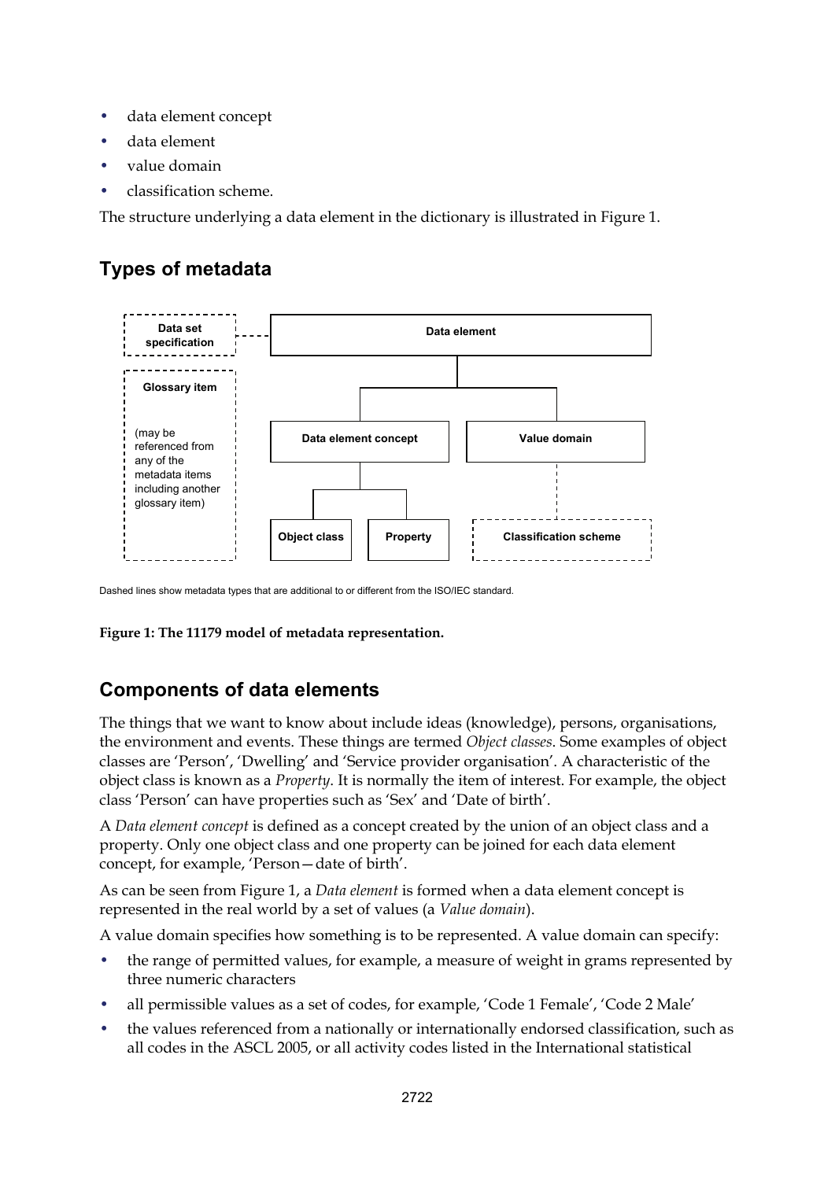- data element concept
- data element
- value domain
- classification scheme.

The structure underlying a data element in the dictionary is illustrated in Figure 1.

## Types of metadata

Data set specification

Data element

Glossary item

(may be referenced from any of the metadata items including another glossary item)

Data element concept

Value domain

Object class

Property

Classification scheme

Dashed lines show metadata types that are additional to or different from the ISO/IEC standard.

**Figure 1: The 11179 model of metadata representation.**

## Components of data elements

The things that we want to know about include ideas (knowledge), persons, organisations, the environment and events. These things are termed *Object classes*. Some examples of object classes are 'Person', 'Dwelling' and 'Service provider organisation'. A characteristic of the object class is known as a *Property*. It is normally the item of interest. For example, the object class 'Person' can have properties such as 'Sex' and 'Date of birth'.

A *Data element concept* is defined as a concept created by the union of an object class and a property. Only one object class and one property can be joined for each data element concept, for example, 'Person—date of birth'.

As can be seen from Figure 1, a *Data element* is formed when a data element concept is represented in the real world by a set of values (a *Value domain*).

A value domain specifies how something is to be represented. A value domain can specify:

- the range of permitted values, for example, a measure of weight in grams represented by three numeric characters
- all permissible values as a set of codes, for example, 'Code 1 Female', 'Code 2 Male'
- the values referenced from a nationally or internationally endorsed classification, such as all codes in the ASCL 2005, or all activity codes listed in the International statistical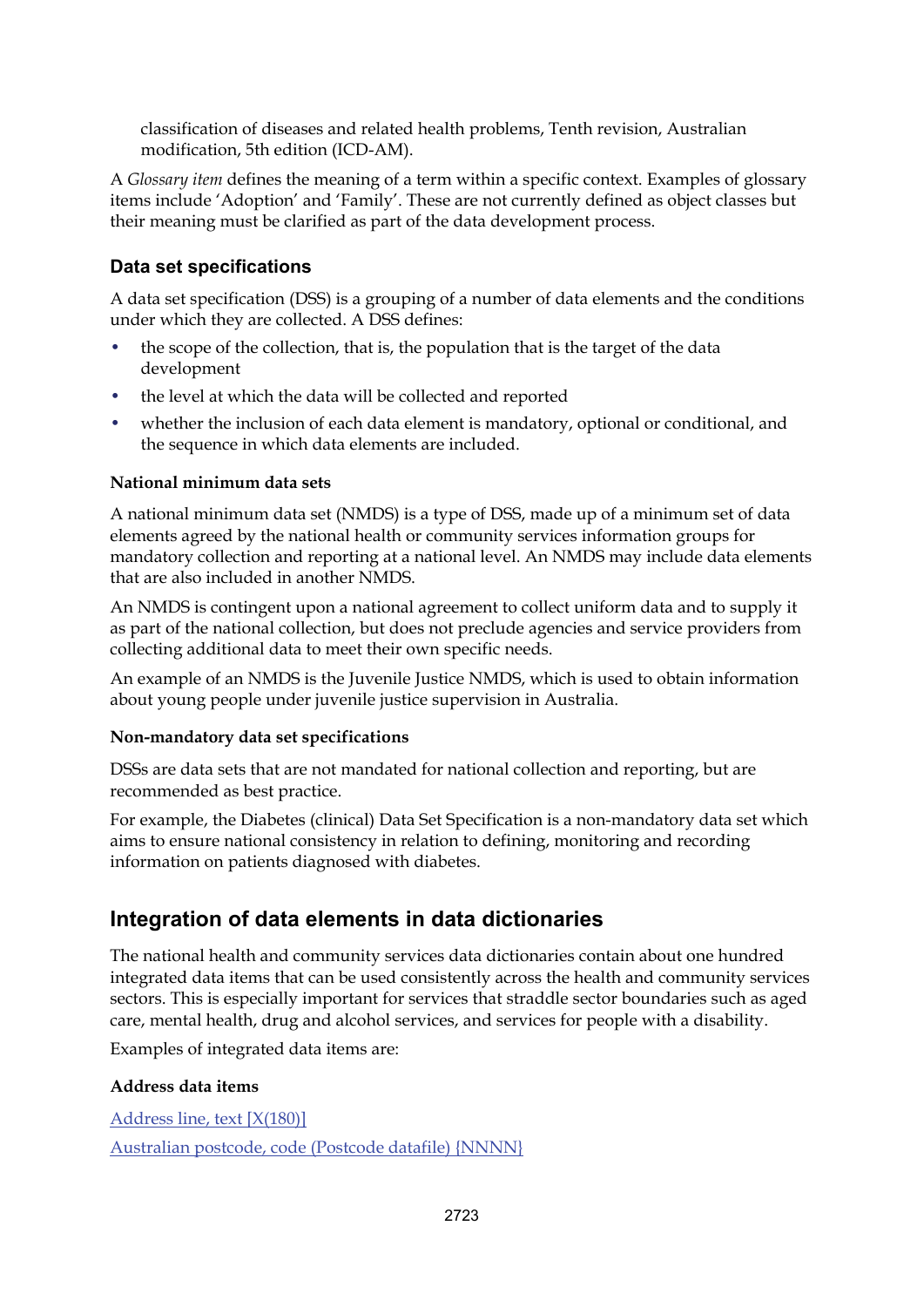classification of diseases and related health problems, Tenth revision, Australian modification, 5th edition (ICD-AM).

A *Glossary item* defines the meaning of a term within a specific context. Examples of glossary items include 'Adoption' and 'Family'. These are not currently defined as object classes but their meaning must be clarified as part of the data development process.

### Data set specifications

A data set specification (DSS) is a grouping of a number of data elements and the conditions under which they are collected. A DSS defines:

- the scope of the collection, that is, the population that is the target of the data development
- the level at which the data will be collected and reported
- whether the inclusion of each data element is mandatory, optional or conditional, and the sequence in which data elements are included.

**National minimum data sets**

A national minimum data set (NMDS) is a type of DSS, made up of a minimum set of data elements agreed by the national health or community services information groups for mandatory collection and reporting at a national level. An NMDS may include data elements that are also included in another NMDS.

An NMDS is contingent upon a national agreement to collect uniform data and to supply it as part of the national collection, but does not preclude agencies and service providers from collecting additional data to meet their own specific needs.

An example of an NMDS is the Juvenile Justice NMDS, which is used to obtain information about young people under juvenile justice supervision in Australia.

**Non-mandatory data set specifications**

DSSs are data sets that are not mandated for national collection and reporting, but are recommended as best practice.

For example, the Diabetes (clinical) Data Set Specification is a non-mandatory data set which aims to ensure national consistency in relation to defining, monitoring and recording information on patients diagnosed with diabetes.

## Integration of data elements in data dictionaries

The national health and community services data dictionaries contain about one hundred integrated data items that can be used consistently across the health and community services sectors. This is especially important for services that straddle sector boundaries such as aged care, mental health, drug and alcohol services, and services for people with a disability.

Examples of integrated data items are:

**Address data items**

Address line, text [X(180)]

Australian postcode, code (Postcode datafile) {NNNN}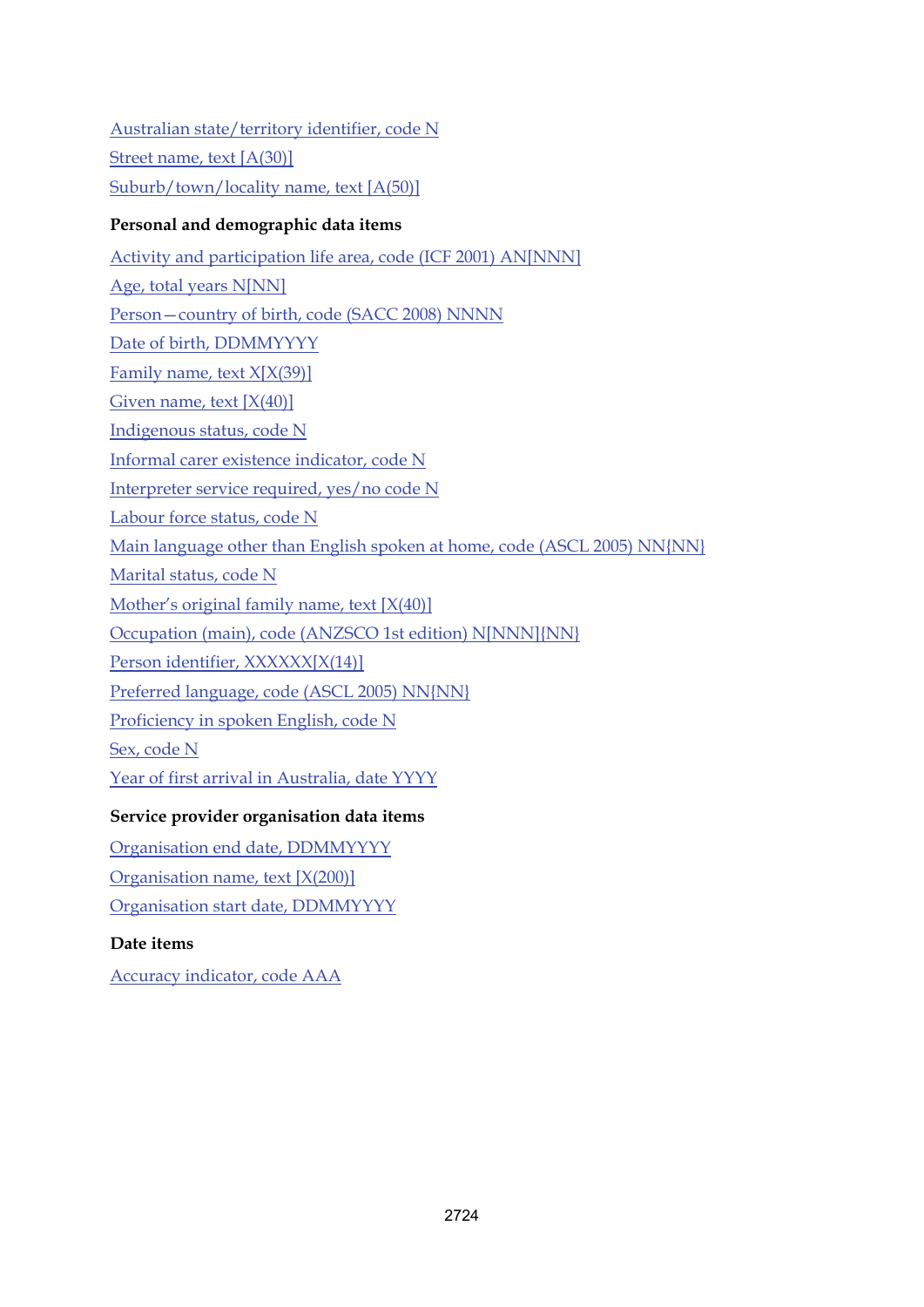Australian state/territory identifier, code N

Street name, text [A(30)]

Suburb/town/locality name, text [A(50)]

**Personal and demographic data items**

Activity and participation life area, code (ICF 2001) AN[NNN]

Age, total years N[NN]

Person—country of birth, code (SACC 2008) NNNN

Date of birth, DDMMYYYY

Family name, text X[X(39)]

Given name, text [X(40)]

Indigenous status, code N

Informal carer existence indicator, code N

Interpreter service required, yes/no code N

Labour force status, code N

Main language other than English spoken at home, code (ASCL 2005) NN{NN}

Marital status, code N

Mother's original family name, text [X(40)]

Occupation (main), code (ANZSCO 1st edition) N[NNN]{NN}

Person identifier, XXXXXX[X(14)]

Preferred language, code (ASCL 2005) NN{NN}

Proficiency in spoken English, code N

Sex, code N

Year of first arrival in Australia, date YYYY

**Service provider organisation data items**

Organisation end date, DDMMYYYY

Organisation name, text [X(200)]

Organisation start date, DDMMYYYY

**Date items**

Accuracy indicator, code AAA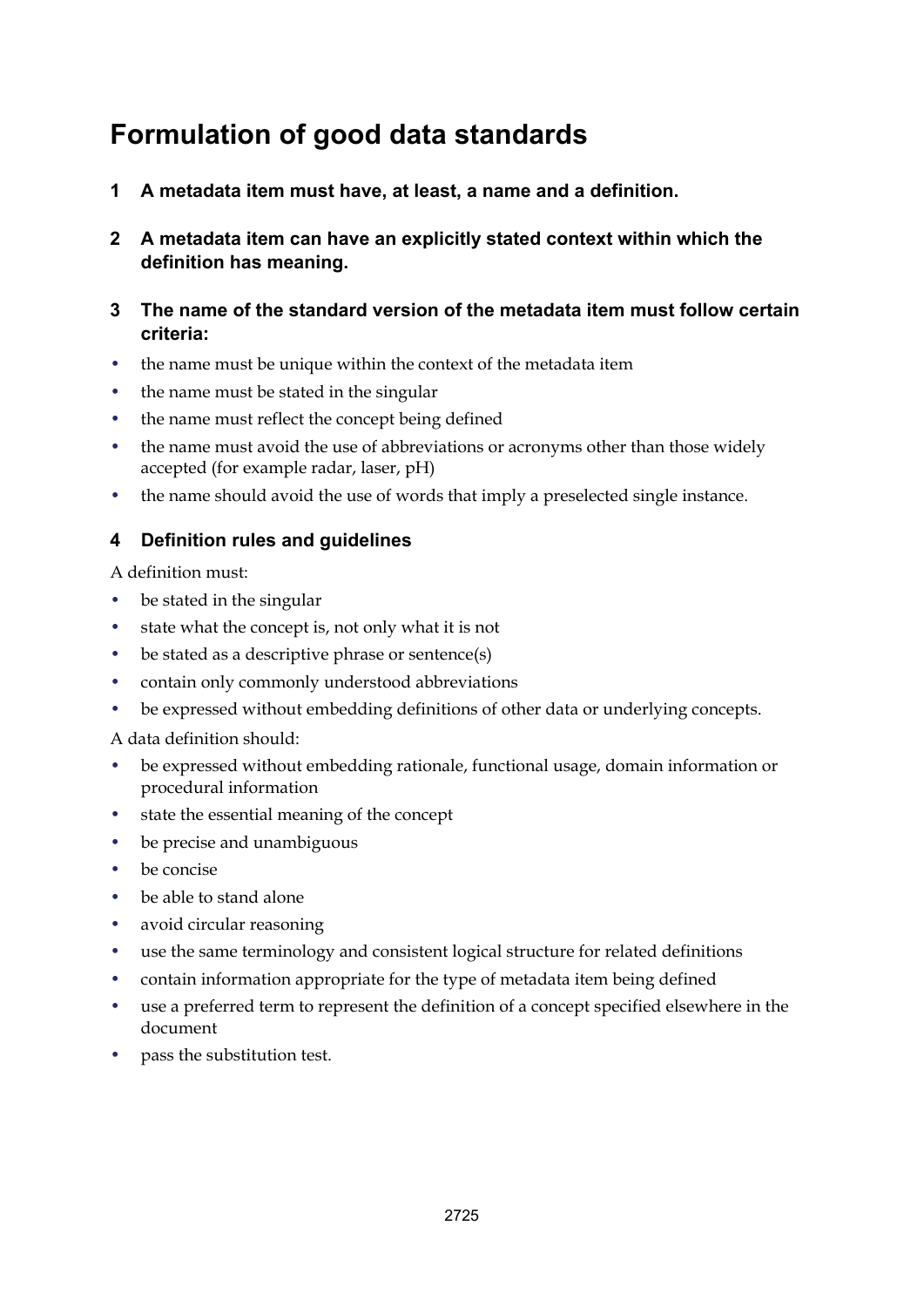# Formulation of good data standards

**1 A metadata item must have, at least, a name and a definition.**

**2 A metadata item can have an explicitly stated context within which the definition has meaning.**

**3 The name of the standard version of the metadata item must follow certain criteria:**

- the name must be unique within the context of the metadata item
- the name must be stated in the singular
- the name must reflect the concept being defined
- the name must avoid the use of abbreviations or acronyms other than those widely accepted (for example radar, laser, pH)
- the name should avoid the use of words that imply a preselected single instance.

## 4 Definition rules and guidelines

A definition must:

- be stated in the singular
- state what the concept is, not only what it is not
- be stated as a descriptive phrase or sentence(s)
- contain only commonly understood abbreviations
- be expressed without embedding definitions of other data or underlying concepts.

A data definition should:

- be expressed without embedding rationale, functional usage, domain information or procedural information
- state the essential meaning of the concept
- be precise and unambiguous
- be concise
- be able to stand alone
- avoid circular reasoning
- use the same terminology and consistent logical structure for related definitions
- contain information appropriate for the type of metadata item being defined
- use a preferred term to represent the definition of a concept specified elsewhere in the document
- pass the substitution test.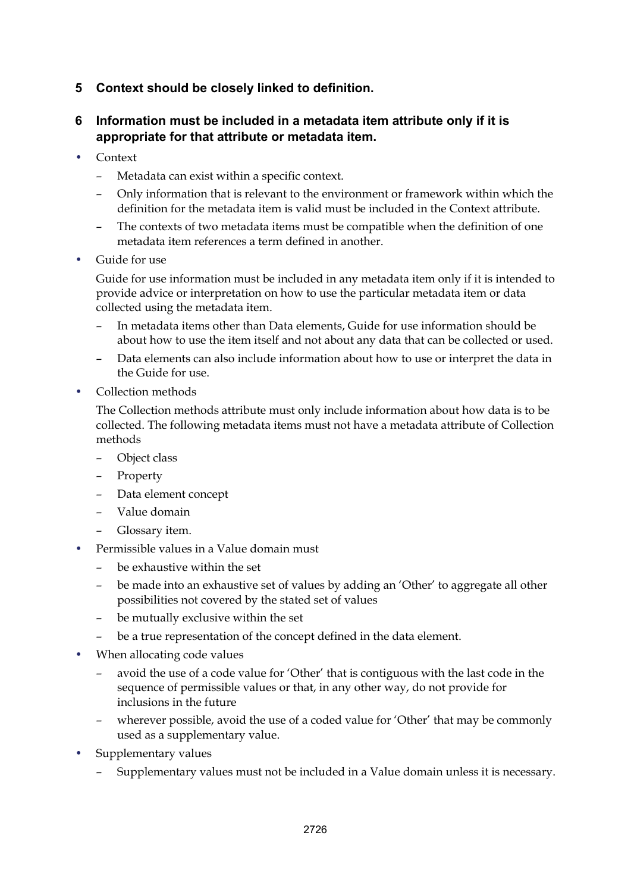**5 Context should be closely linked to definition.**

**6 Information must be included in a metadata item attribute only if it is appropriate for that attribute or metadata item.**

- Context
  - Metadata can exist within a specific context.
  - Only information that is relevant to the environment or framework within which the definition for the metadata item is valid must be included in the Context attribute.
  - The contexts of two metadata items must be compatible when the definition of one metadata item references a term defined in another.
- Guide for use

  Guide for use information must be included in any metadata item only if it is intended to provide advice or interpretation on how to use the particular metadata item or data collected using the metadata item.
  - In metadata items other than Data elements, Guide for use information should be about how to use the item itself and not about any data that can be collected or used.
  - Data elements can also include information about how to use or interpret the data in the Guide for use.
- Collection methods

  The Collection methods attribute must only include information about how data is to be collected. The following metadata items must not have a metadata attribute of Collection methods
  - Object class
  - Property
  - Data element concept
  - Value domain
  - Glossary item.
- Permissible values in a Value domain must
  - be exhaustive within the set
  - be made into an exhaustive set of values by adding an 'Other' to aggregate all other possibilities not covered by the stated set of values
  - be mutually exclusive within the set
  - be a true representation of the concept defined in the data element.
- When allocating code values
  - avoid the use of a code value for 'Other' that is contiguous with the last code in the sequence of permissible values or that, in any other way, do not provide for inclusions in the future
  - wherever possible, avoid the use of a coded value for 'Other' that may be commonly used as a supplementary value.
- Supplementary values
  - Supplementary values must not be included in a Value domain unless it is necessary.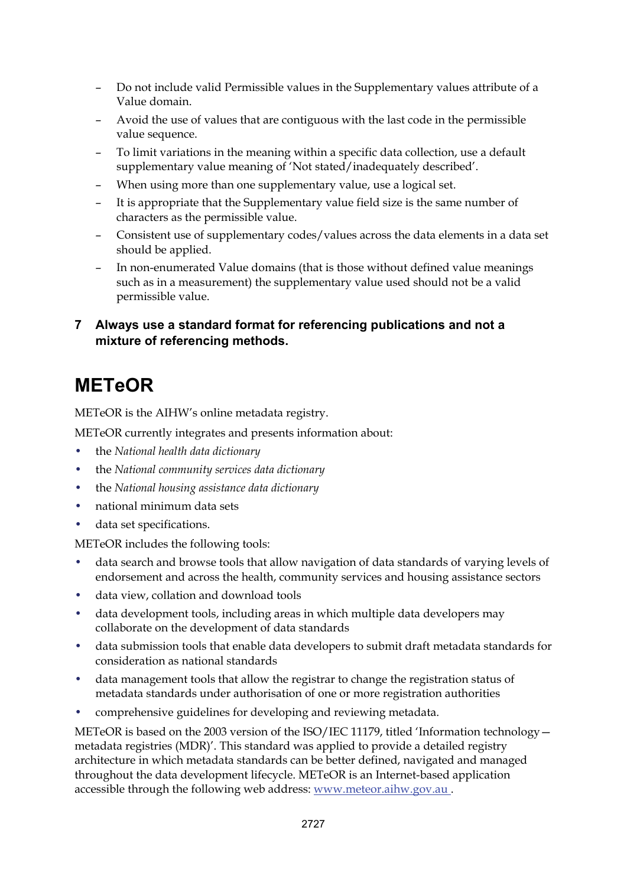- Do not include valid Permissible values in the Supplementary values attribute of a Value domain.
- Avoid the use of values that are contiguous with the last code in the permissible value sequence.
- To limit variations in the meaning within a specific data collection, use a default supplementary value meaning of 'Not stated/inadequately described'.
- When using more than one supplementary value, use a logical set.
- It is appropriate that the Supplementary value field size is the same number of characters as the permissible value.
- Consistent use of supplementary codes/values across the data elements in a data set should be applied.
- In non-enumerated Value domains (that is those without defined value meanings such as in a measurement) the supplementary value used should not be a valid permissible value.

**7 Always use a standard format for referencing publications and not a mixture of referencing methods.**

# METeOR

METeOR is the AIHW's online metadata registry.

METeOR currently integrates and presents information about:

- the *National health data dictionary*
- the *National community services data dictionary*
- the *National housing assistance data dictionary*
- national minimum data sets
- data set specifications.

METeOR includes the following tools:

- data search and browse tools that allow navigation of data standards of varying levels of endorsement and across the health, community services and housing assistance sectors
- data view, collation and download tools
- data development tools, including areas in which multiple data developers may collaborate on the development of data standards
- data submission tools that enable data developers to submit draft metadata standards for consideration as national standards
- data management tools that allow the registrar to change the registration status of metadata standards under authorisation of one or more registration authorities
- comprehensive guidelines for developing and reviewing metadata.

METeOR is based on the 2003 version of the ISO/IEC 11179, titled 'Information technology— metadata registries (MDR)'. This standard was applied to provide a detailed registry architecture in which metadata standards can be better defined, navigated and managed throughout the data development lifecycle. METeOR is an Internet-based application accessible through the following web address: www.meteor.aihw.gov.au .